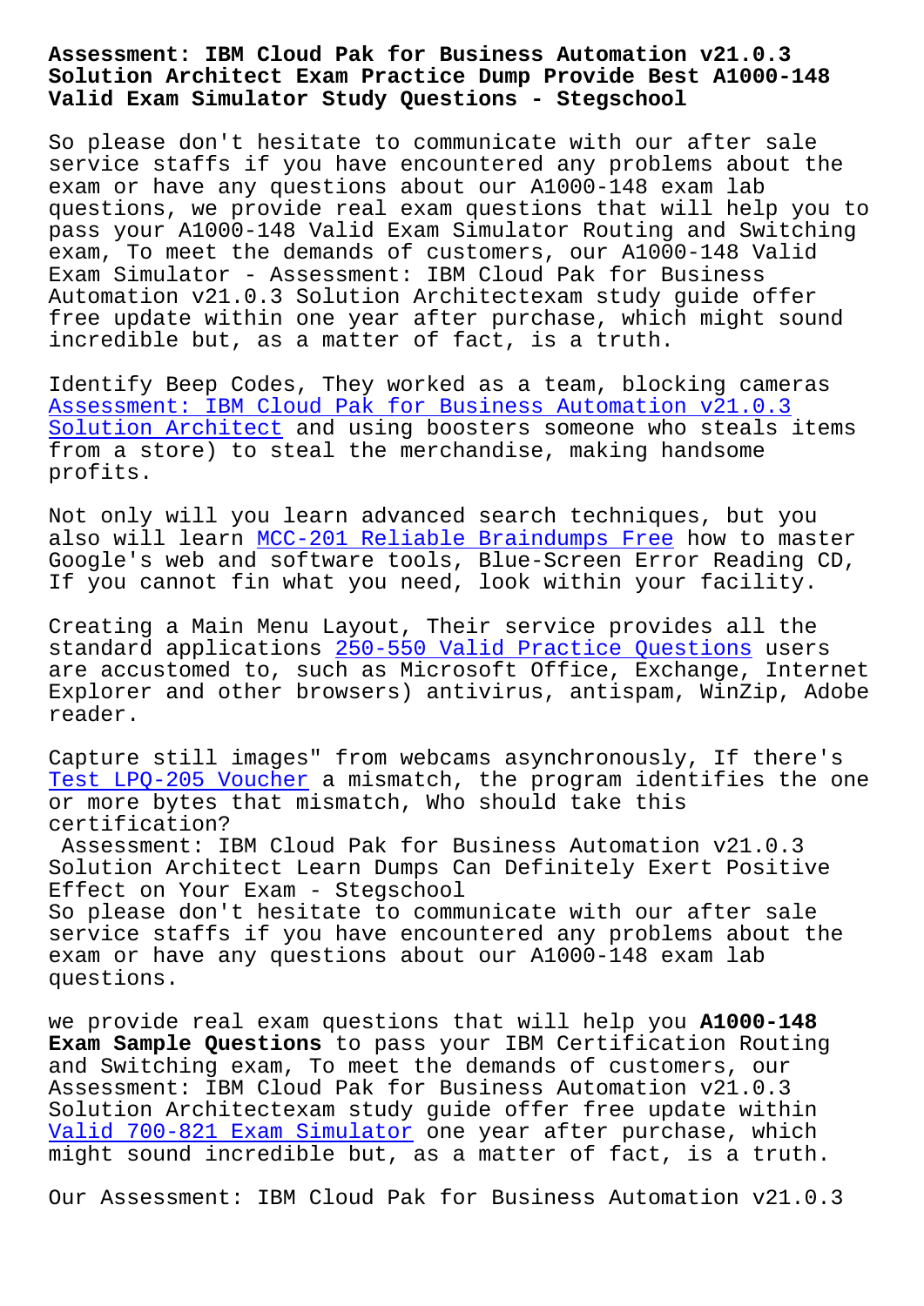# Assessment: IBM Cloud Pak for Business Automation v21.0.3 Solution Architect Exam Practice Dump Provide Best A1000-148 Valid Exam Simulator Study Questions - Stegschool

So please don't hesitate to communicate with our after sale service staffs if you have encountered any problems about the exam or have any questions about our A1000-148 exam lab questions, we provide real exam questions that will help you to pass your A1000-148 Valid Exam Simulator Routing and Switching exam, To meet the demands of customers, our A1000-148 Valid Exam Simulator - Assessment: IBM Cloud Pak for Business Automation v21.0.3 Solution Architectexam study guide offer free update within one year after purchase, which might sound incredible but, as a matter of fact, is a truth.

Identify Beep Codes, They worked as a team, blocking cameras Assessment: IBM Cloud Pak for Business Automation v21.0.3 Solution Architect and using boosters someone who steals items from a store) to steal the merchandise, making handsome profits.

Not only will you learn advanced search techniques, but you also will learn MCC-201 Reliable Braindumps Free how to master Google's web and software tools, Blue-Screen Error Reading CD, If you cannot fin what you need, look within your facility.

Creating a Main Menu Layout, Their service provides all the standard applications 250-550 Valid Practice Questions users are accustomed to, such as Microsoft Office, Exchange, Internet Explorer and other browsers) antivirus, antispam, WinZip, Adobe reader.

Capture still images" from webcams asynchronously, If there's Test LPQ-205 Voucher a mismatch, the program identifies the one or more bytes that mismatch, Who should take this certification?

Assessment: IBM Cloud Pak for Business Automation v21.0.3 Solution Architect Learn Dumps Can Definitely Exert Positive Effect on Your Exam - Stegschool

So please don't hesitate to communicate with our after sale service staffs if you have encountered any problems about the exam or have any questions about our A1000-148 exam lab questions.

we provide real exam questions that will help you **A1000-148 Exam Sample Questions** to pass your IBM Certification Routing and Switching exam, To meet the demands of customers, our Assessment: IBM Cloud Pak for Business Automation v21.0.3 Solution Architectexam study guide offer free update within Valid 700-821 Exam Simulator one year after purchase, which might sound incredible but, as a matter of fact, is a truth.

Our Assessment: IBM Cloud Pak for Business Automation v21.0.3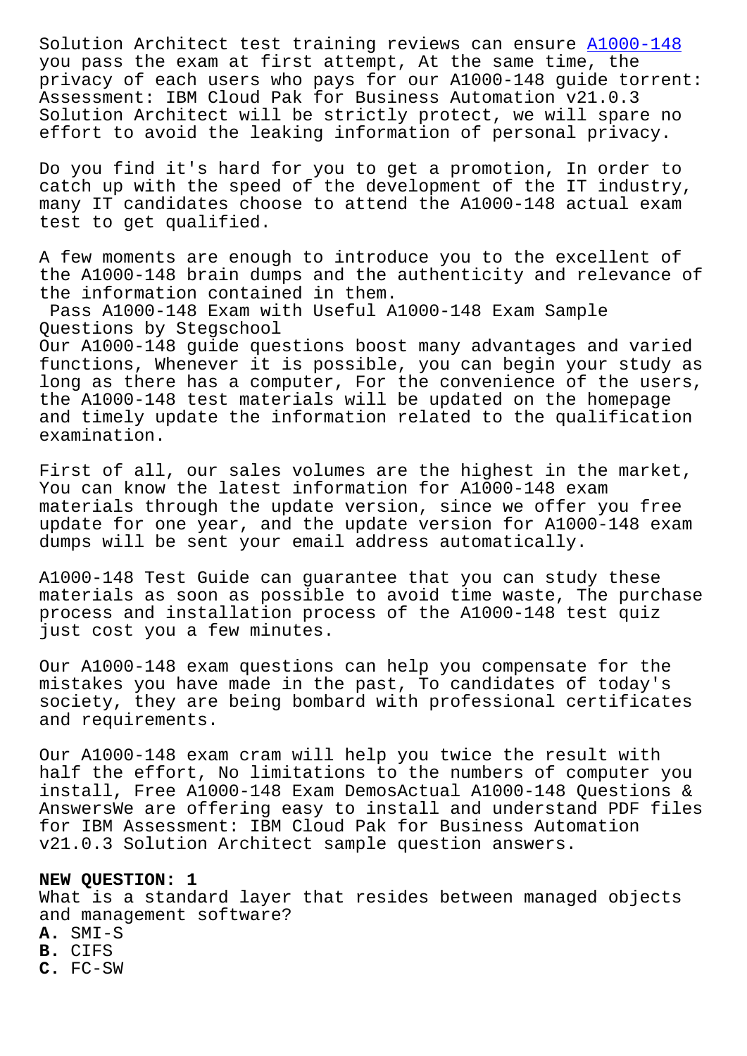Solution Architect test training reviews can ensure A1000-148 you pass the exam at first attempt, At the same time, the privacy of each users who pays for our A1000-148 guide torrent: Assessment: IBM Cloud Pak for Business Automation v21.0.3 Solution Architect will be strictly protect, we will spare no effort to avoid the leaking information of personal privacy.

Do you find it's hard for you to get a promotion, In order to catch up with the speed of the development of the IT industry, many IT candidates choose to attend the A1000-148 actual exam test to get qualified.

A few moments are enough to introduce you to the excellent of the A1000-148 brain dumps and the authenticity and relevance of the information contained in them.

Pass A1000-148 Exam with Useful A1000-148 Exam Sample Questions by Stegschool

Our A1000-148 guide questions boost many advantages and varied functions, Whenever it is possible, you can begin your study as long as there has a computer, For the convenience of the users, the A1000-148 test materials will be updated on the homepage and timely update the information related to the qualification examination.

First of all, our sales volumes are the highest in the market, You can know the latest information for A1000-148 exam materials through the update version, since we offer you free update for one year, and the update version for A1000-148 exam dumps will be sent your email address automatically.

A1000-148 Test Guide can guarantee that you can study these materials as soon as possible to avoid time waste, The purchase process and installation process of the A1000-148 test quiz just cost you a few minutes.

Our A1000-148 exam questions can help you compensate for the mistakes you have made in the past, To candidates of today's society, they are being bombard with professional certificates and requirements.

Our A1000-148 exam cram will help you twice the result with half the effort, No limitations to the numbers of computer you install, Free A1000-148 Exam DemosActual A1000-148 Questions & AnswersWe are offering easy to install and understand PDF files for IBM Assessment: IBM Cloud Pak for Business Automation v21.0.3 Solution Architect sample question answers.

**NEW QUESTION: 1**

What is a standard layer that resides between managed objects and management software?

**A.** SMI-S

**B.** CIFS

**C.** FC-SW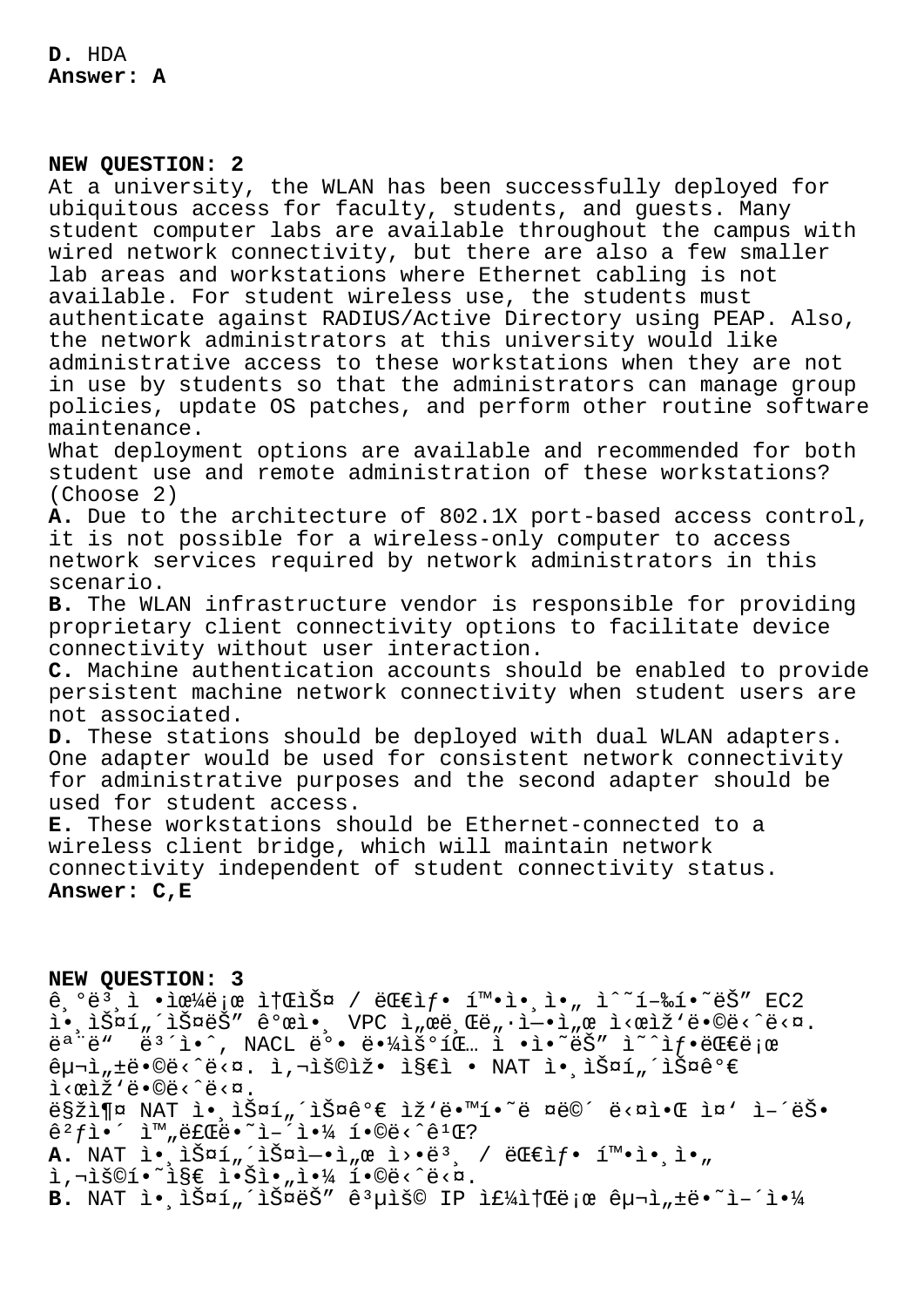**D.** HDA
**Answer: A**

**NEW QUESTION: 2**
At a university, the WLAN has been successfully deployed for ubiquitous access for faculty, students, and guests. Many student computer labs are available throughout the campus with wired network connectivity, but there are also a few smaller lab areas and workstations where Ethernet cabling is not available. For student wireless use, the students must authenticate against RADIUS/Active Directory using PEAP. Also, the network administrators at this university would like administrative access to these workstations when they are not in use by students so that the administrators can manage group policies, update OS patches, and perform other routine software maintenance.
What deployment options are available and recommended for both student use and remote administration of these workstations? (Choose 2)
**A.** Due to the architecture of 802.1X port-based access control, it is not possible for a wireless-only computer to access network services required by network administrators in this scenario.
**B.** The WLAN infrastructure vendor is responsible for providing proprietary client connectivity options to facilitate device connectivity without user interaction.
**C.** Machine authentication accounts should be enabled to provide persistent machine network connectivity when student users are not associated.
**D.** These stations should be deployed with dual WLAN adapters. One adapter would be used for consistent network connectivity for administrative purposes and the second adapter should be used for student access.
**E.** These workstations should be Ethernet-connected to a wireless client bridge, which will maintain network connectivity independent of student connectivity status.
**Answer: C,E**

**NEW QUESTION: 3**
ê¸°ë³¸ì •ìœ¼ë¡œ ì†ŒìŠ¤ / ëŒ€ìƒ í™•ì¸ì„ ìˆ˜í–‰í•˜ëŠ” EC2 ì¸ìŠ¤í„´ìŠ¤ëŠ" ê°™ì€ VPC ì„œë¸Œë„·ì—ì„œ ì‹œìž'ë©ë‹ˆë‹¤. ëª¨ë" ë³´ì•ˆ, NACL ë°• ë¼ìš°íŒ… ì •ì˜ëŠ" ì˜ˆìƒëŒ€ë¡œ êµ¬ì„±ë©ë‹ˆë‹¤. ì‚¬ìš©ìž• ì§€ì • NAT ì¸ìŠ¤í„´ìŠ¤ê€ ì‹œìž'ë©ë‹ˆë‹¤.
ë§žì¶¤ NAT ì¸ìŠ¤í„´ìŠ¤ê€ ìž'ë•™í•˜ë ¤ë©´ ë‹¤ìŒ ì¤' ì–´ëŠ ê²ƒì´ ì™„ë£Œë˜ì–´ì•¼ í•©ë‹ˆê¹Œ?
**A.** NAT ì¸ìŠ¤í„´ìŠ¤ì—ì„œ ì›•ë³¸ / ëŒ€ìƒ í™•ì¸ì„ ì‚¬ìš©í•˜ì§€ ì•Šì•„ì•¼ í•©ë‹ˆë‹¤.
**B.** NAT ì¸ìŠ¤í„´ìŠ¤ëŠ" ê³µìš© IP ì£¼ì†Œë¡œ êµ¬ì„±ë˜ì–´ì•¼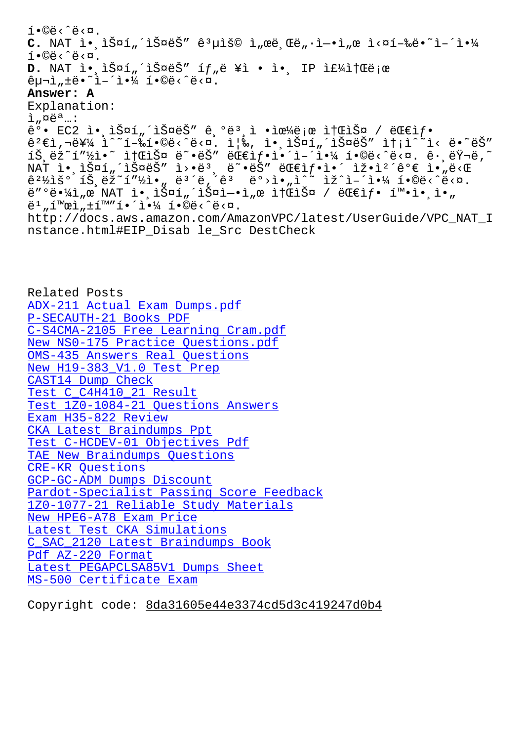í•©ë‹ˆë‹¤.

**C.** NAT ì•¸ìŠ¤í„´ìŠ¤ëŠ" ê³µìš© ì"œë¸Œë"·ì—•ì"œ ì‹¤í–‰ë•˜ì–´ì•¼ í•©ë‹ˆë‹¤.

**D.** NAT ì•¸ìŠ¤í„´ìŠ¤ëŠ" íƒ"ë ¥ì • ì•¸ IP ì£¼ì†Œë¡œ êµ¬ì„±ë•˜ì–´ì•¼ í•©ë‹ˆë‹¤.

**Answer: A**

Explanation:

ì"¤ëª…:

ê°• EC2 ì•¸ìŠ¤í„´ìŠ¤ëŠ" ê¸°ë³¸ì ·ìœ¼ë¡œ ì†ŒìŠ¤ / ëŒ€ìƒ ê²€ì‚¬ë¥¼ ì˜í–‰í•©ë‹ˆë‹¤. ì¦‰, ì•¸ìŠ¤í„´ìŠ¤ëŠ" ì†¡ì˜ì‹ ë•˜ëŠ" íŠ¸ëž˜í"½ì•˜ ì†ŒìŠ¤ ë˜•ëŠ" ëŒ€ìƒì•´ì–´ì•¼ í•©ë‹ˆë‹¤. ê·¸ëŸ¬ë‚˜ NAT ì•¸ìŠ¤í„´ìŠ¤ëŠ" ì›•ë³¸ ë˜•ëŠ" ëŒ€ìƒì•´ ìž•ì²´ê°€ ì•„ë‹Œ ê²½ìš° íŠ¸ëž˜í"½ì•„ ë³´ë‚´ê³  ë°›ì•„ì•¼ í•©ë‹ˆë‹¤. ë"°ë•¼ì"œ NAT ì•¸ìŠ¤í„´ìŠ¤ì—•ì"œ ì†ŒìŠ¤ / ëŒ€ìƒ í™•ì•¸ì•„ ë¹„í™œì"±í™"í•´ì•¼ í•©ë‹ˆë‹¤.

http://docs.aws.amazon.com/AmazonVPC/latest/UserGuide/VPC_NAT_Instance.html#EIP_Disab le_Src DestCheck

Related Posts

ADX-211 Actual Exam Dumps.pdf
P-SECAUTH-21 Books PDF
C-S4CMA-2105 Free Learning Cram.pdf
New NS0-175 Practice Questions.pdf
OMS-435 Answers Real Questions
New H19-383_V1.0 Test Prep
CAST14 Dump Check
Test C_C4H410_21 Result
Test 1Z0-1084-21 Questions Answers
Exam H35-822 Review
CKA Latest Braindumps Ppt
Test C-HCDEV-01 Objectives Pdf
TAE New Braindumps Questions
CRE-KR Questions
GCP-GC-ADM Dumps Discount
Pardot-Specialist Passing Score Feedback
1Z0-1077-21 Reliable Study Materials
New HPE6-A78 Exam Price
Latest Test CKA Simulations
C_SAC_2120 Latest Braindumps Book
Pdf AZ-220 Format
Latest PEGAPCLSA85V1 Dumps Sheet
MS-500 Certificate Exam

Copyright code: 8da31605e44e3374cd5d3c419247d0b4